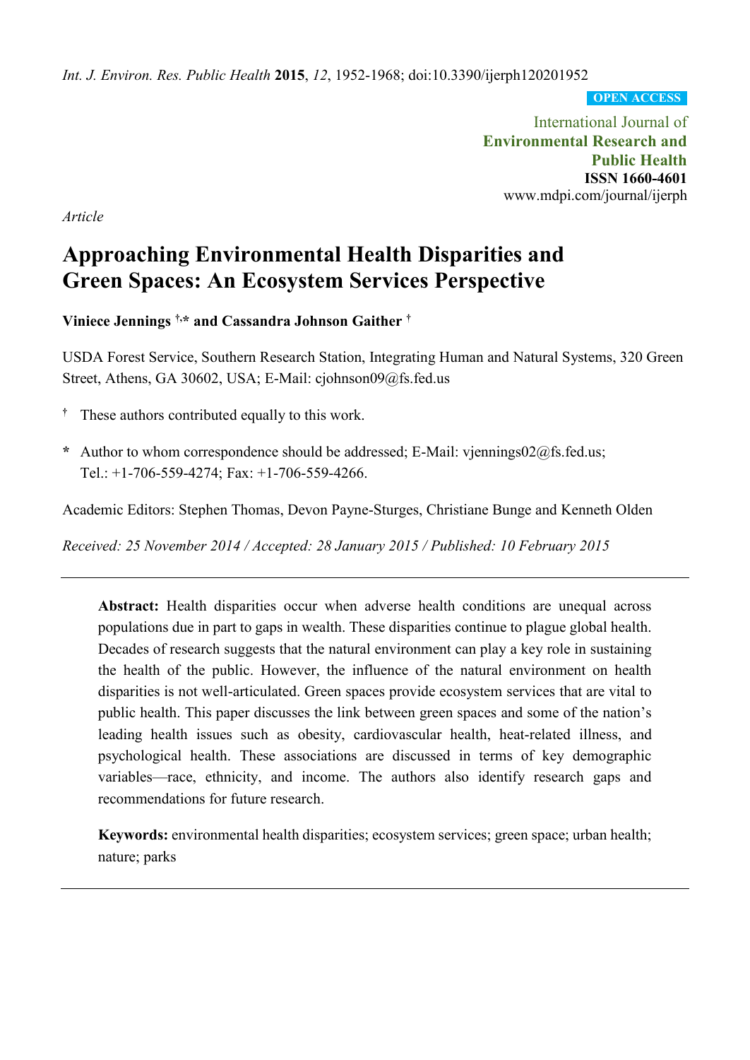*Int. J. Environ. Res. Public Health* **2015**, *12*, 1952-1968; doi:10.3390/ijerph120201952

**OPEN ACCESS**

International Journal of
**Environmental Research and Public Health**
**ISSN 1660-4601**
www.mdpi.com/journal/ijerph

*Article*

# Approaching Environmental Health Disparities and Green Spaces: An Ecosystem Services Perspective

**Viniece Jennings [†,*] and Cassandra Johnson Gaither [†]**

USDA Forest Service, Southern Research Station, Integrating Human and Natural Systems, 320 Green Street, Athens, GA 30602, USA; E-Mail: cjohnson09@fs.fed.us

[†] These authors contributed equally to this work.

[*] Author to whom correspondence should be addressed; E-Mail: vjennings02@fs.fed.us; Tel.: +1-706-559-4274; Fax: +1-706-559-4266.

Academic Editors: Stephen Thomas, Devon Payne-Sturges, Christiane Bunge and Kenneth Olden

*Received: 25 November 2014 / Accepted: 28 January 2015 / Published: 10 February 2015*

---

**Abstract:** Health disparities occur when adverse health conditions are unequal across populations due in part to gaps in wealth. These disparities continue to plague global health. Decades of research suggests that the natural environment can play a key role in sustaining the health of the public. However, the influence of the natural environment on health disparities is not well-articulated. Green spaces provide ecosystem services that are vital to public health. This paper discusses the link between green spaces and some of the nation's leading health issues such as obesity, cardiovascular health, heat-related illness, and psychological health. These associations are discussed in terms of key demographic variables—race, ethnicity, and income. The authors also identify research gaps and recommendations for future research.

**Keywords:** environmental health disparities; ecosystem services; green space; urban health; nature; parks

---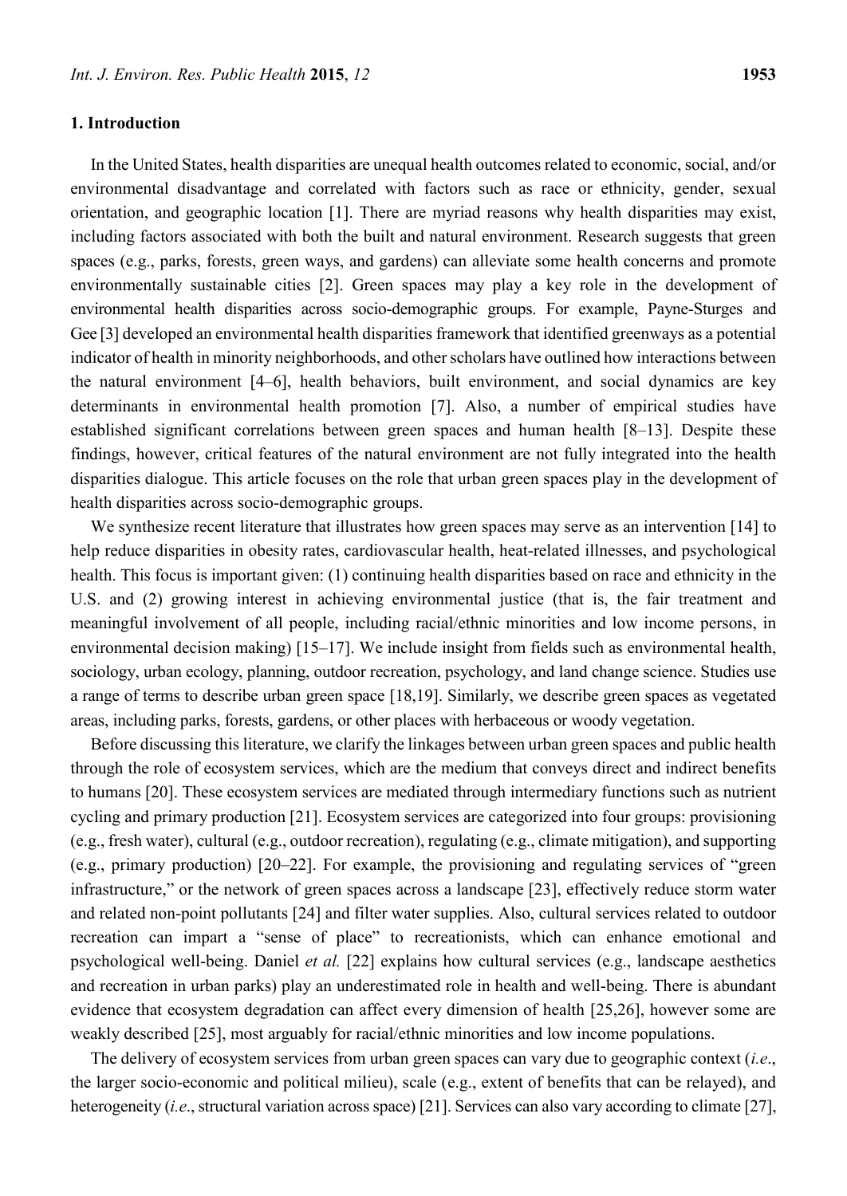## 1. Introduction

In the United States, health disparities are unequal health outcomes related to economic, social, and/or environmental disadvantage and correlated with factors such as race or ethnicity, gender, sexual orientation, and geographic location [1]. There are myriad reasons why health disparities may exist, including factors associated with both the built and natural environment. Research suggests that green spaces (e.g., parks, forests, green ways, and gardens) can alleviate some health concerns and promote environmentally sustainable cities [2]. Green spaces may play a key role in the development of environmental health disparities across socio-demographic groups. For example, Payne-Sturges and Gee [3] developed an environmental health disparities framework that identified greenways as a potential indicator of health in minority neighborhoods, and other scholars have outlined how interactions between the natural environment [4–6], health behaviors, built environment, and social dynamics are key determinants in environmental health promotion [7]. Also, a number of empirical studies have established significant correlations between green spaces and human health [8–13]. Despite these findings, however, critical features of the natural environment are not fully integrated into the health disparities dialogue. This article focuses on the role that urban green spaces play in the development of health disparities across socio-demographic groups.

We synthesize recent literature that illustrates how green spaces may serve as an intervention [14] to help reduce disparities in obesity rates, cardiovascular health, heat-related illnesses, and psychological health. This focus is important given: (1) continuing health disparities based on race and ethnicity in the U.S. and (2) growing interest in achieving environmental justice (that is, the fair treatment and meaningful involvement of all people, including racial/ethnic minorities and low income persons, in environmental decision making) [15–17]. We include insight from fields such as environmental health, sociology, urban ecology, planning, outdoor recreation, psychology, and land change science. Studies use a range of terms to describe urban green space [18,19]. Similarly, we describe green spaces as vegetated areas, including parks, forests, gardens, or other places with herbaceous or woody vegetation.

Before discussing this literature, we clarify the linkages between urban green spaces and public health through the role of ecosystem services, which are the medium that conveys direct and indirect benefits to humans [20]. These ecosystem services are mediated through intermediary functions such as nutrient cycling and primary production [21]. Ecosystem services are categorized into four groups: provisioning (e.g., fresh water), cultural (e.g., outdoor recreation), regulating (e.g., climate mitigation), and supporting (e.g., primary production) [20–22]. For example, the provisioning and regulating services of "green infrastructure," or the network of green spaces across a landscape [23], effectively reduce storm water and related non-point pollutants [24] and filter water supplies. Also, cultural services related to outdoor recreation can impart a "sense of place" to recreationists, which can enhance emotional and psychological well-being. Daniel *et al.* [22] explains how cultural services (e.g., landscape aesthetics and recreation in urban parks) play an underestimated role in health and well-being. There is abundant evidence that ecosystem degradation can affect every dimension of health [25,26], however some are weakly described [25], most arguably for racial/ethnic minorities and low income populations.

The delivery of ecosystem services from urban green spaces can vary due to geographic context (*i.e.*, the larger socio-economic and political milieu), scale (e.g., extent of benefits that can be relayed), and heterogeneity (*i.e.*, structural variation across space) [21]. Services can also vary according to climate [27],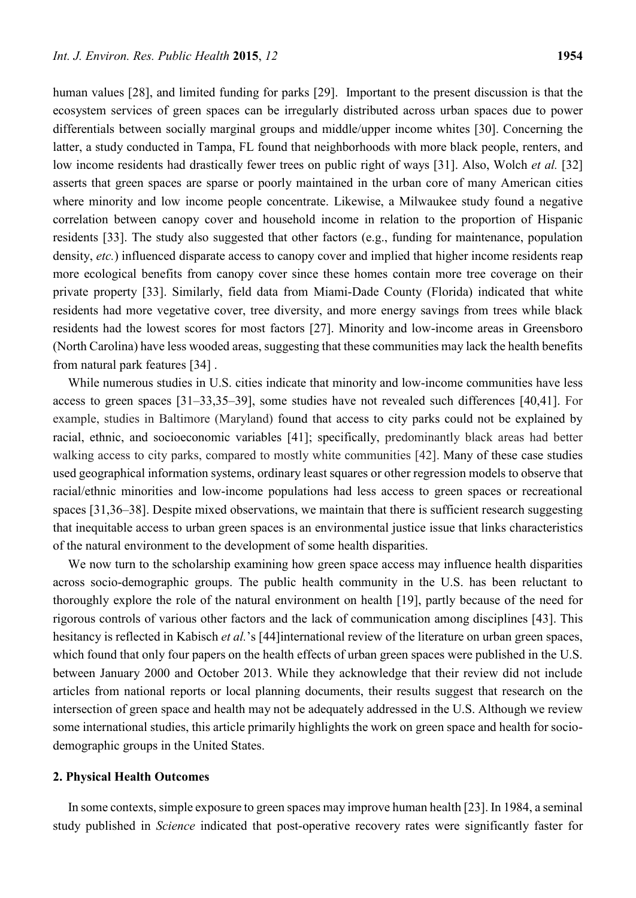human values [28], and limited funding for parks [29]. Important to the present discussion is that the ecosystem services of green spaces can be irregularly distributed across urban spaces due to power differentials between socially marginal groups and middle/upper income whites [30]. Concerning the latter, a study conducted in Tampa, FL found that neighborhoods with more black people, renters, and low income residents had drastically fewer trees on public right of ways [31]. Also, Wolch *et al.* [32] asserts that green spaces are sparse or poorly maintained in the urban core of many American cities where minority and low income people concentrate. Likewise, a Milwaukee study found a negative correlation between canopy cover and household income in relation to the proportion of Hispanic residents [33]. The study also suggested that other factors (e.g., funding for maintenance, population density, *etc.*) influenced disparate access to canopy cover and implied that higher income residents reap more ecological benefits from canopy cover since these homes contain more tree coverage on their private property [33]. Similarly, field data from Miami-Dade County (Florida) indicated that white residents had more vegetative cover, tree diversity, and more energy savings from trees while black residents had the lowest scores for most factors [27]. Minority and low-income areas in Greensboro (North Carolina) have less wooded areas, suggesting that these communities may lack the health benefits from natural park features [34] .

While numerous studies in U.S. cities indicate that minority and low-income communities have less access to green spaces [31–33,35–39], some studies have not revealed such differences [40,41]. For example, studies in Baltimore (Maryland) found that access to city parks could not be explained by racial, ethnic, and socioeconomic variables [41]; specifically, predominantly black areas had better walking access to city parks, compared to mostly white communities [42]. Many of these case studies used geographical information systems, ordinary least squares or other regression models to observe that racial/ethnic minorities and low-income populations had less access to green spaces or recreational spaces [31,36–38]. Despite mixed observations, we maintain that there is sufficient research suggesting that inequitable access to urban green spaces is an environmental justice issue that links characteristics of the natural environment to the development of some health disparities.

We now turn to the scholarship examining how green space access may influence health disparities across socio-demographic groups. The public health community in the U.S. has been reluctant to thoroughly explore the role of the natural environment on health [19], partly because of the need for rigorous controls of various other factors and the lack of communication among disciplines [43]. This hesitancy is reflected in Kabisch *et al.*'s [44]international review of the literature on urban green spaces, which found that only four papers on the health effects of urban green spaces were published in the U.S. between January 2000 and October 2013. While they acknowledge that their review did not include articles from national reports or local planning documents, their results suggest that research on the intersection of green space and health may not be adequately addressed in the U.S. Although we review some international studies, this article primarily highlights the work on green space and health for socio-demographic groups in the United States.

## 2. Physical Health Outcomes

In some contexts, simple exposure to green spaces may improve human health [23]. In 1984, a seminal study published in *Science* indicated that post-operative recovery rates were significantly faster for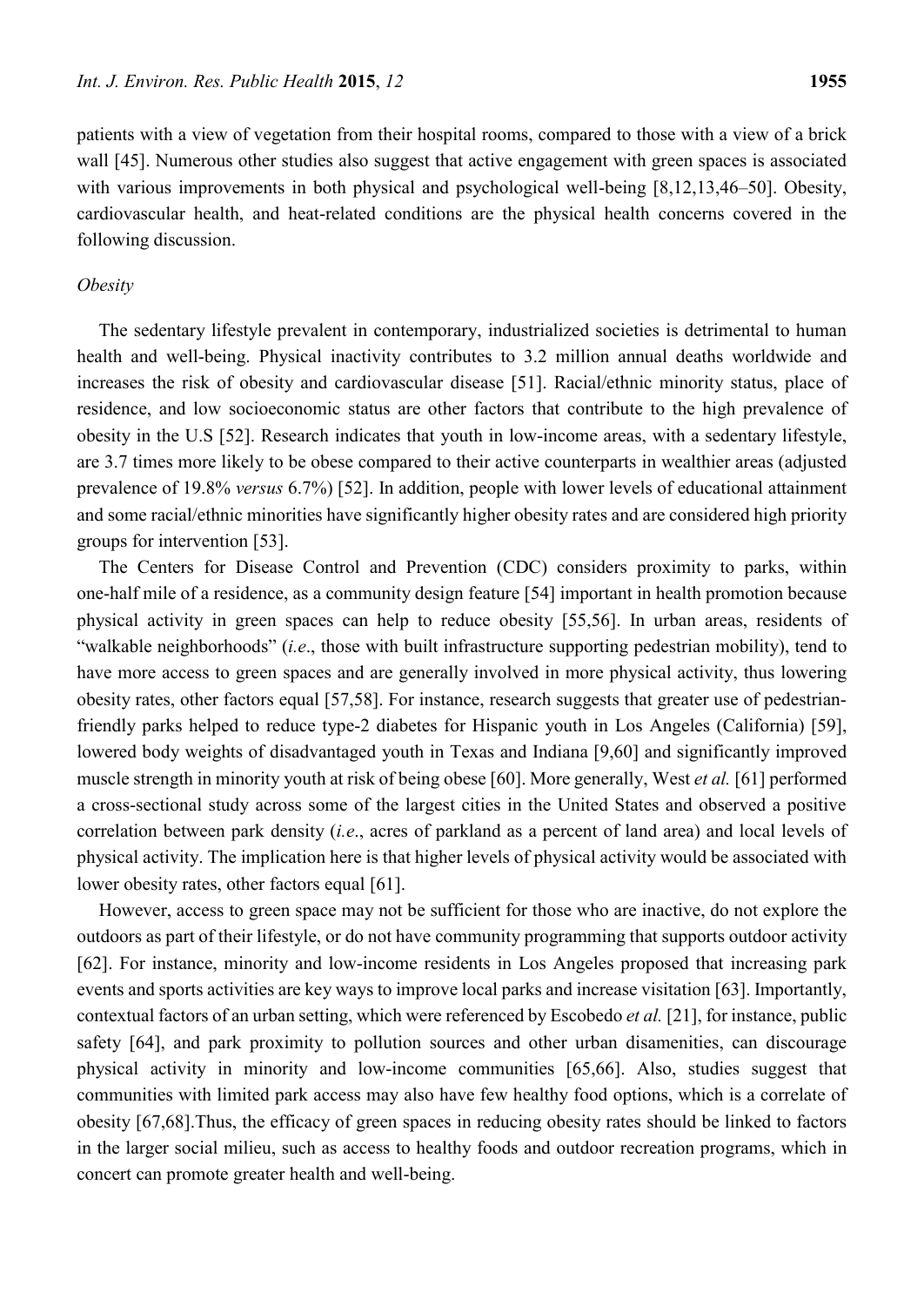patients with a view of vegetation from their hospital rooms, compared to those with a view of a brick wall [45]. Numerous other studies also suggest that active engagement with green spaces is associated with various improvements in both physical and psychological well-being [8,12,13,46–50]. Obesity, cardiovascular health, and heat-related conditions are the physical health concerns covered in the following discussion.

*Obesity*

The sedentary lifestyle prevalent in contemporary, industrialized societies is detrimental to human health and well-being. Physical inactivity contributes to 3.2 million annual deaths worldwide and increases the risk of obesity and cardiovascular disease [51]. Racial/ethnic minority status, place of residence, and low socioeconomic status are other factors that contribute to the high prevalence of obesity in the U.S [52]. Research indicates that youth in low-income areas, with a sedentary lifestyle, are 3.7 times more likely to be obese compared to their active counterparts in wealthier areas (adjusted prevalence of 19.8% *versus* 6.7%) [52]. In addition, people with lower levels of educational attainment and some racial/ethnic minorities have significantly higher obesity rates and are considered high priority groups for intervention [53].

The Centers for Disease Control and Prevention (CDC) considers proximity to parks, within one-half mile of a residence, as a community design feature [54] important in health promotion because physical activity in green spaces can help to reduce obesity [55,56]. In urban areas, residents of "walkable neighborhoods" (*i.e*., those with built infrastructure supporting pedestrian mobility), tend to have more access to green spaces and are generally involved in more physical activity, thus lowering obesity rates, other factors equal [57,58]. For instance, research suggests that greater use of pedestrian-friendly parks helped to reduce type-2 diabetes for Hispanic youth in Los Angeles (California) [59], lowered body weights of disadvantaged youth in Texas and Indiana [9,60] and significantly improved muscle strength in minority youth at risk of being obese [60]. More generally, West *et al.* [61] performed a cross-sectional study across some of the largest cities in the United States and observed a positive correlation between park density (*i.e*., acres of parkland as a percent of land area) and local levels of physical activity. The implication here is that higher levels of physical activity would be associated with lower obesity rates, other factors equal [61].

However, access to green space may not be sufficient for those who are inactive, do not explore the outdoors as part of their lifestyle, or do not have community programming that supports outdoor activity [62]. For instance, minority and low-income residents in Los Angeles proposed that increasing park events and sports activities are key ways to improve local parks and increase visitation [63]. Importantly, contextual factors of an urban setting, which were referenced by Escobedo *et al.* [21], for instance, public safety [64], and park proximity to pollution sources and other urban disamenities, can discourage physical activity in minority and low-income communities [65,66]. Also, studies suggest that communities with limited park access may also have few healthy food options, which is a correlate of obesity [67,68].Thus, the efficacy of green spaces in reducing obesity rates should be linked to factors in the larger social milieu, such as access to healthy foods and outdoor recreation programs, which in concert can promote greater health and well-being.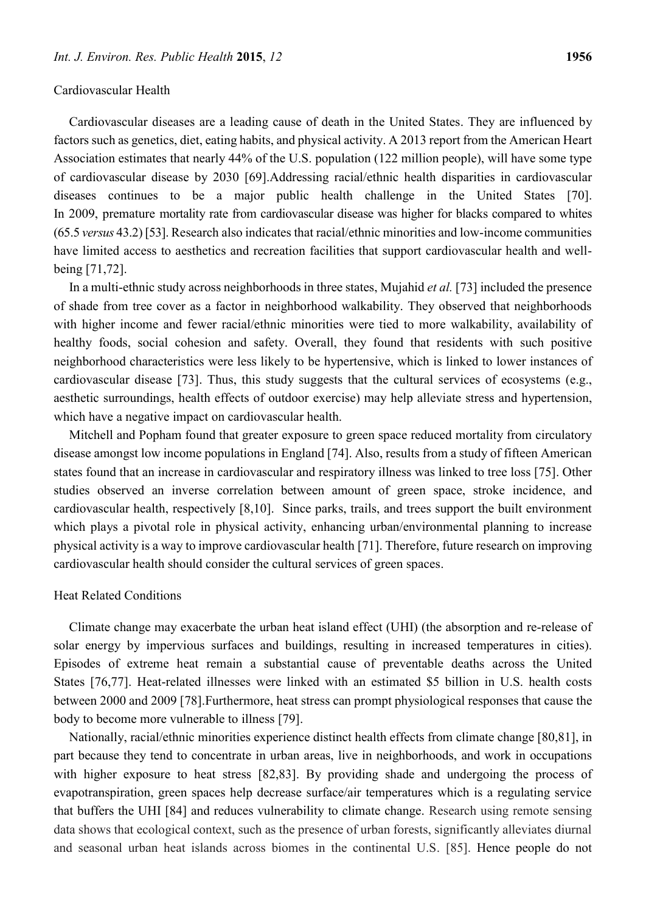### Cardiovascular Health

Cardiovascular diseases are a leading cause of death in the United States. They are influenced by factors such as genetics, diet, eating habits, and physical activity. A 2013 report from the American Heart Association estimates that nearly 44% of the U.S. population (122 million people), will have some type of cardiovascular disease by 2030 [69].Addressing racial/ethnic health disparities in cardiovascular diseases continues to be a major public health challenge in the United States [70]. In 2009, premature mortality rate from cardiovascular disease was higher for blacks compared to whites (65.5 *versus* 43.2) [53]. Research also indicates that racial/ethnic minorities and low-income communities have limited access to aesthetics and recreation facilities that support cardiovascular health and well-being [71,72].

In a multi-ethnic study across neighborhoods in three states, Mujahid *et al.* [73] included the presence of shade from tree cover as a factor in neighborhood walkability. They observed that neighborhoods with higher income and fewer racial/ethnic minorities were tied to more walkability, availability of healthy foods, social cohesion and safety. Overall, they found that residents with such positive neighborhood characteristics were less likely to be hypertensive, which is linked to lower instances of cardiovascular disease [73]. Thus, this study suggests that the cultural services of ecosystems (e.g., aesthetic surroundings, health effects of outdoor exercise) may help alleviate stress and hypertension, which have a negative impact on cardiovascular health.

Mitchell and Popham found that greater exposure to green space reduced mortality from circulatory disease amongst low income populations in England [74]. Also, results from a study of fifteen American states found that an increase in cardiovascular and respiratory illness was linked to tree loss [75]. Other studies observed an inverse correlation between amount of green space, stroke incidence, and cardiovascular health, respectively [8,10]. Since parks, trails, and trees support the built environment which plays a pivotal role in physical activity, enhancing urban/environmental planning to increase physical activity is a way to improve cardiovascular health [71]. Therefore, future research on improving cardiovascular health should consider the cultural services of green spaces.

### Heat Related Conditions

Climate change may exacerbate the urban heat island effect (UHI) (the absorption and re-release of solar energy by impervious surfaces and buildings, resulting in increased temperatures in cities). Episodes of extreme heat remain a substantial cause of preventable deaths across the United States [76,77]. Heat-related illnesses were linked with an estimated $5 billion in U.S. health costs between 2000 and 2009 [78].Furthermore, heat stress can prompt physiological responses that cause the body to become more vulnerable to illness [79].

Nationally, racial/ethnic minorities experience distinct health effects from climate change [80,81], in part because they tend to concentrate in urban areas, live in neighborhoods, and work in occupations with higher exposure to heat stress [82,83]. By providing shade and undergoing the process of evapotranspiration, green spaces help decrease surface/air temperatures which is a regulating service that buffers the UHI [84] and reduces vulnerability to climate change. Research using remote sensing data shows that ecological context, such as the presence of urban forests, significantly alleviates diurnal and seasonal urban heat islands across biomes in the continental U.S. [85]. Hence people do not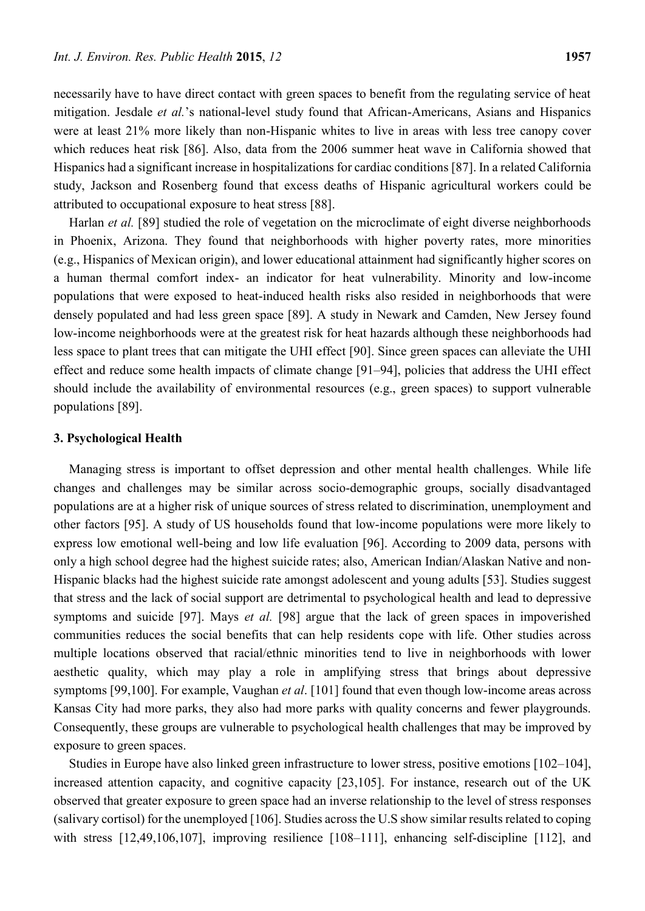necessarily have to have direct contact with green spaces to benefit from the regulating service of heat mitigation. Jesdale *et al.*'s national-level study found that African-Americans, Asians and Hispanics were at least 21% more likely than non-Hispanic whites to live in areas with less tree canopy cover which reduces heat risk [86]. Also, data from the 2006 summer heat wave in California showed that Hispanics had a significant increase in hospitalizations for cardiac conditions [87]. In a related California study, Jackson and Rosenberg found that excess deaths of Hispanic agricultural workers could be attributed to occupational exposure to heat stress [88].

Harlan *et al.* [89] studied the role of vegetation on the microclimate of eight diverse neighborhoods in Phoenix, Arizona. They found that neighborhoods with higher poverty rates, more minorities (e.g., Hispanics of Mexican origin), and lower educational attainment had significantly higher scores on a human thermal comfort index- an indicator for heat vulnerability. Minority and low-income populations that were exposed to heat-induced health risks also resided in neighborhoods that were densely populated and had less green space [89]. A study in Newark and Camden, New Jersey found low-income neighborhoods were at the greatest risk for heat hazards although these neighborhoods had less space to plant trees that can mitigate the UHI effect [90]. Since green spaces can alleviate the UHI effect and reduce some health impacts of climate change [91–94], policies that address the UHI effect should include the availability of environmental resources (e.g., green spaces) to support vulnerable populations [89].

## 3. Psychological Health

Managing stress is important to offset depression and other mental health challenges. While life changes and challenges may be similar across socio-demographic groups, socially disadvantaged populations are at a higher risk of unique sources of stress related to discrimination, unemployment and other factors [95]. A study of US households found that low-income populations were more likely to express low emotional well-being and low life evaluation [96]. According to 2009 data, persons with only a high school degree had the highest suicide rates; also, American Indian/Alaskan Native and non-Hispanic blacks had the highest suicide rate amongst adolescent and young adults [53]. Studies suggest that stress and the lack of social support are detrimental to psychological health and lead to depressive symptoms and suicide [97]. Mays *et al.* [98] argue that the lack of green spaces in impoverished communities reduces the social benefits that can help residents cope with life. Other studies across multiple locations observed that racial/ethnic minorities tend to live in neighborhoods with lower aesthetic quality, which may play a role in amplifying stress that brings about depressive symptoms [99,100]. For example, Vaughan *et al*. [101] found that even though low-income areas across Kansas City had more parks, they also had more parks with quality concerns and fewer playgrounds. Consequently, these groups are vulnerable to psychological health challenges that may be improved by exposure to green spaces.

Studies in Europe have also linked green infrastructure to lower stress, positive emotions [102–104], increased attention capacity, and cognitive capacity [23,105]. For instance, research out of the UK observed that greater exposure to green space had an inverse relationship to the level of stress responses (salivary cortisol) for the unemployed [106]. Studies across the U.S show similar results related to coping with stress [12,49,106,107], improving resilience [108–111], enhancing self-discipline [112], and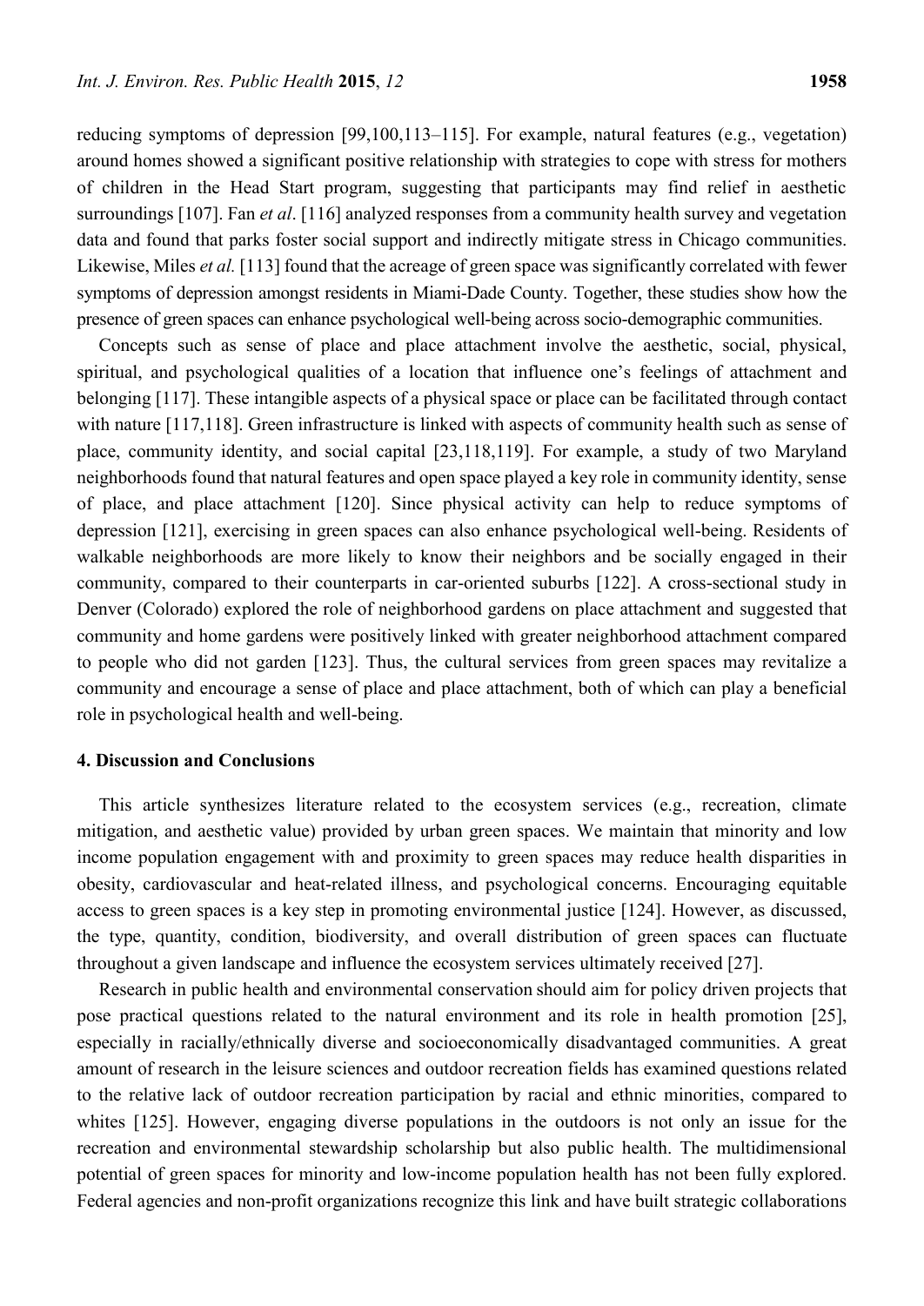reducing symptoms of depression [99,100,113–115]. For example, natural features (e.g., vegetation) around homes showed a significant positive relationship with strategies to cope with stress for mothers of children in the Head Start program, suggesting that participants may find relief in aesthetic surroundings [107]. Fan *et al*. [116] analyzed responses from a community health survey and vegetation data and found that parks foster social support and indirectly mitigate stress in Chicago communities. Likewise, Miles *et al.* [113] found that the acreage of green space was significantly correlated with fewer symptoms of depression amongst residents in Miami-Dade County. Together, these studies show how the presence of green spaces can enhance psychological well-being across socio-demographic communities.

Concepts such as sense of place and place attachment involve the aesthetic, social, physical, spiritual, and psychological qualities of a location that influence one's feelings of attachment and belonging [117]. These intangible aspects of a physical space or place can be facilitated through contact with nature [117,118]. Green infrastructure is linked with aspects of community health such as sense of place, community identity, and social capital [23,118,119]. For example, a study of two Maryland neighborhoods found that natural features and open space played a key role in community identity, sense of place, and place attachment [120]. Since physical activity can help to reduce symptoms of depression [121], exercising in green spaces can also enhance psychological well-being. Residents of walkable neighborhoods are more likely to know their neighbors and be socially engaged in their community, compared to their counterparts in car-oriented suburbs [122]. A cross-sectional study in Denver (Colorado) explored the role of neighborhood gardens on place attachment and suggested that community and home gardens were positively linked with greater neighborhood attachment compared to people who did not garden [123]. Thus, the cultural services from green spaces may revitalize a community and encourage a sense of place and place attachment, both of which can play a beneficial role in psychological health and well-being.

## 4. Discussion and Conclusions

This article synthesizes literature related to the ecosystem services (e.g., recreation, climate mitigation, and aesthetic value) provided by urban green spaces. We maintain that minority and low income population engagement with and proximity to green spaces may reduce health disparities in obesity, cardiovascular and heat-related illness, and psychological concerns. Encouraging equitable access to green spaces is a key step in promoting environmental justice [124]. However, as discussed, the type, quantity, condition, biodiversity, and overall distribution of green spaces can fluctuate throughout a given landscape and influence the ecosystem services ultimately received [27].

Research in public health and environmental conservation should aim for policy driven projects that pose practical questions related to the natural environment and its role in health promotion [25], especially in racially/ethnically diverse and socioeconomically disadvantaged communities. A great amount of research in the leisure sciences and outdoor recreation fields has examined questions related to the relative lack of outdoor recreation participation by racial and ethnic minorities, compared to whites [125]. However, engaging diverse populations in the outdoors is not only an issue for the recreation and environmental stewardship scholarship but also public health. The multidimensional potential of green spaces for minority and low-income population health has not been fully explored. Federal agencies and non-profit organizations recognize this link and have built strategic collaborations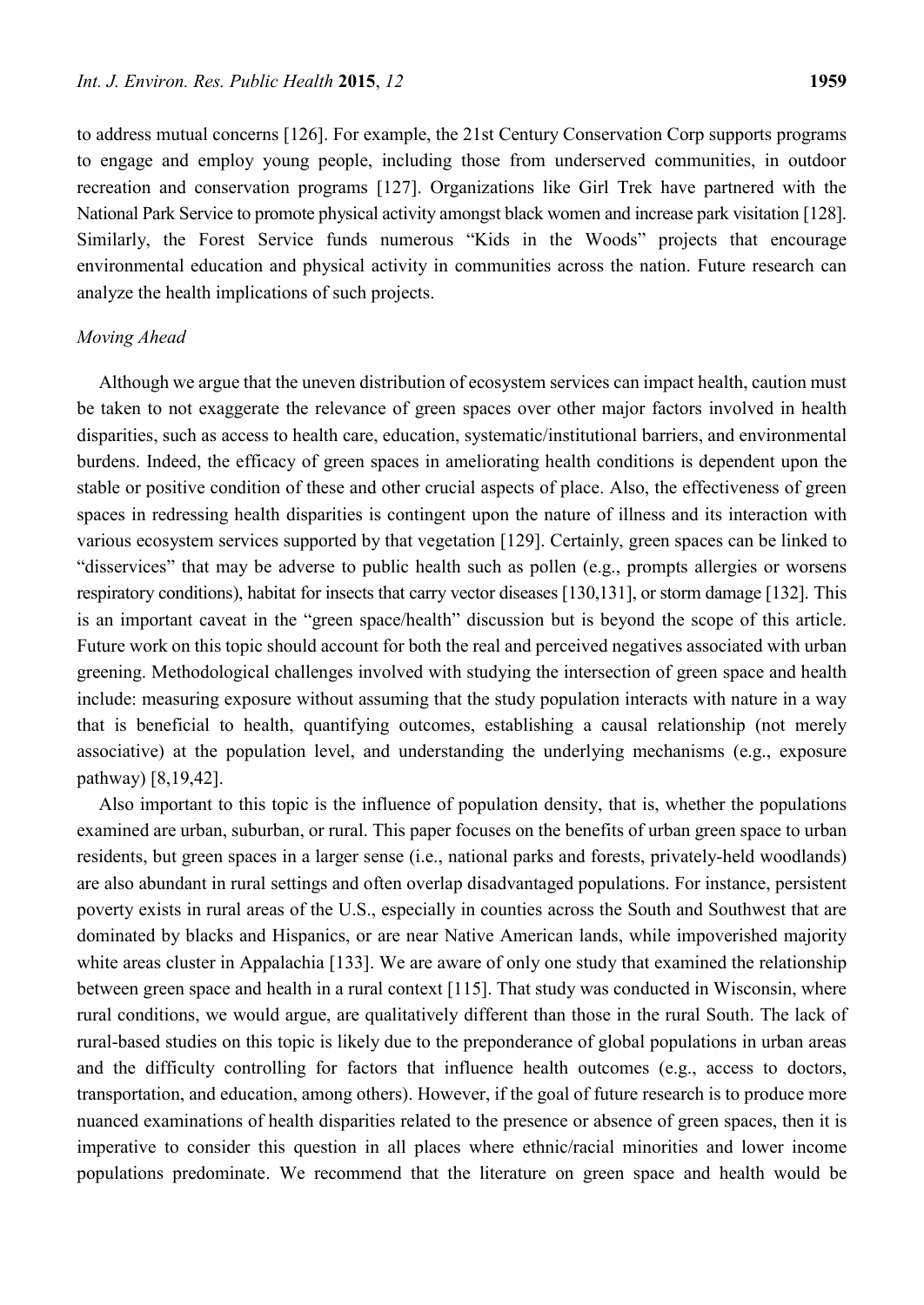to address mutual concerns [126]. For example, the 21st Century Conservation Corp supports programs to engage and employ young people, including those from underserved communities, in outdoor recreation and conservation programs [127]. Organizations like Girl Trek have partnered with the National Park Service to promote physical activity amongst black women and increase park visitation [128]. Similarly, the Forest Service funds numerous "Kids in the Woods" projects that encourage environmental education and physical activity in communities across the nation. Future research can analyze the health implications of such projects.

*Moving Ahead*

Although we argue that the uneven distribution of ecosystem services can impact health, caution must be taken to not exaggerate the relevance of green spaces over other major factors involved in health disparities, such as access to health care, education, systematic/institutional barriers, and environmental burdens. Indeed, the efficacy of green spaces in ameliorating health conditions is dependent upon the stable or positive condition of these and other crucial aspects of place. Also, the effectiveness of green spaces in redressing health disparities is contingent upon the nature of illness and its interaction with various ecosystem services supported by that vegetation [129]. Certainly, green spaces can be linked to "disservices" that may be adverse to public health such as pollen (e.g., prompts allergies or worsens respiratory conditions), habitat for insects that carry vector diseases [130,131], or storm damage [132]. This is an important caveat in the "green space/health" discussion but is beyond the scope of this article. Future work on this topic should account for both the real and perceived negatives associated with urban greening. Methodological challenges involved with studying the intersection of green space and health include: measuring exposure without assuming that the study population interacts with nature in a way that is beneficial to health, quantifying outcomes, establishing a causal relationship (not merely associative) at the population level, and understanding the underlying mechanisms (e.g., exposure pathway) [8,19,42].

Also important to this topic is the influence of population density, that is, whether the populations examined are urban, suburban, or rural. This paper focuses on the benefits of urban green space to urban residents, but green spaces in a larger sense (i.e., national parks and forests, privately-held woodlands) are also abundant in rural settings and often overlap disadvantaged populations. For instance, persistent poverty exists in rural areas of the U.S., especially in counties across the South and Southwest that are dominated by blacks and Hispanics, or are near Native American lands, while impoverished majority white areas cluster in Appalachia [133]. We are aware of only one study that examined the relationship between green space and health in a rural context [115]. That study was conducted in Wisconsin, where rural conditions, we would argue, are qualitatively different than those in the rural South. The lack of rural-based studies on this topic is likely due to the preponderance of global populations in urban areas and the difficulty controlling for factors that influence health outcomes (e.g., access to doctors, transportation, and education, among others). However, if the goal of future research is to produce more nuanced examinations of health disparities related to the presence or absence of green spaces, then it is imperative to consider this question in all places where ethnic/racial minorities and lower income populations predominate. We recommend that the literature on green space and health would be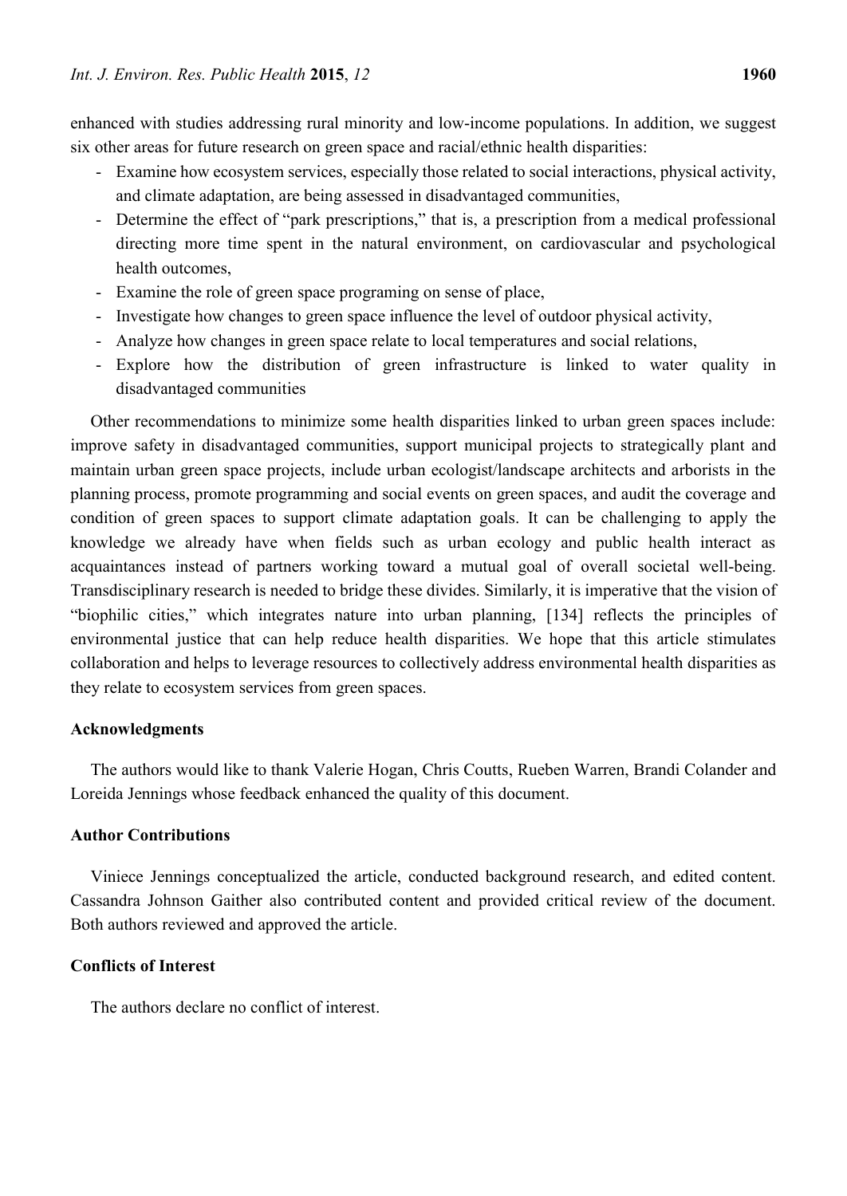enhanced with studies addressing rural minority and low-income populations. In addition, we suggest six other areas for future research on green space and racial/ethnic health disparities:

- Examine how ecosystem services, especially those related to social interactions, physical activity, and climate adaptation, are being assessed in disadvantaged communities,
- Determine the effect of "park prescriptions," that is, a prescription from a medical professional directing more time spent in the natural environment, on cardiovascular and psychological health outcomes,
- Examine the role of green space programing on sense of place,
- Investigate how changes to green space influence the level of outdoor physical activity,
- Analyze how changes in green space relate to local temperatures and social relations,
- Explore how the distribution of green infrastructure is linked to water quality in disadvantaged communities

Other recommendations to minimize some health disparities linked to urban green spaces include: improve safety in disadvantaged communities, support municipal projects to strategically plant and maintain urban green space projects, include urban ecologist/landscape architects and arborists in the planning process, promote programming and social events on green spaces, and audit the coverage and condition of green spaces to support climate adaptation goals. It can be challenging to apply the knowledge we already have when fields such as urban ecology and public health interact as acquaintances instead of partners working toward a mutual goal of overall societal well-being. Transdisciplinary research is needed to bridge these divides. Similarly, it is imperative that the vision of "biophilic cities," which integrates nature into urban planning, [134] reflects the principles of environmental justice that can help reduce health disparities. We hope that this article stimulates collaboration and helps to leverage resources to collectively address environmental health disparities as they relate to ecosystem services from green spaces.

## Acknowledgments

The authors would like to thank Valerie Hogan, Chris Coutts, Rueben Warren, Brandi Colander and Loreida Jennings whose feedback enhanced the quality of this document.

## Author Contributions

Viniece Jennings conceptualized the article, conducted background research, and edited content. Cassandra Johnson Gaither also contributed content and provided critical review of the document. Both authors reviewed and approved the article.

## Conflicts of Interest

The authors declare no conflict of interest.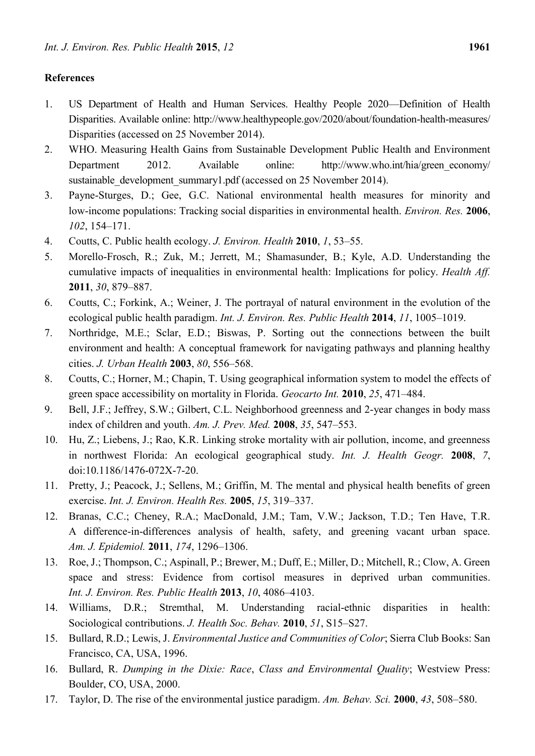## References

1. US Department of Health and Human Services. Healthy People 2020—Definition of Health Disparities. Available online: http://www.healthypeople.gov/2020/about/foundation-health-measures/Disparities (accessed on 25 November 2014).
2. WHO. Measuring Health Gains from Sustainable Development Public Health and Environment Department 2012. Available online: http://www.who.int/hia/green_economy/sustainable_development_summary1.pdf (accessed on 25 November 2014).
3. Payne-Sturges, D.; Gee, G.C. National environmental health measures for minority and low-income populations: Tracking social disparities in environmental health. *Environ. Res.* **2006**, *102*, 154–171.
4. Coutts, C. Public health ecology. *J. Environ. Health* **2010**, *1*, 53–55.
5. Morello-Frosch, R.; Zuk, M.; Jerrett, M.; Shamasunder, B.; Kyle, A.D. Understanding the cumulative impacts of inequalities in environmental health: Implications for policy. *Health Aff.* **2011**, *30*, 879–887.
6. Coutts, C.; Forkink, A.; Weiner, J. The portrayal of natural environment in the evolution of the ecological public health paradigm. *Int. J. Environ. Res. Public Health* **2014**, *11*, 1005–1019.
7. Northridge, M.E.; Sclar, E.D.; Biswas, P. Sorting out the connections between the built environment and health: A conceptual framework for navigating pathways and planning healthy cities. *J. Urban Health* **2003**, *80*, 556–568.
8. Coutts, C.; Horner, M.; Chapin, T. Using geographical information system to model the effects of green space accessibility on mortality in Florida. *Geocarto Int.* **2010**, *25*, 471–484.
9. Bell, J.F.; Jeffrey, S.W.; Gilbert, C.L. Neighborhood greenness and 2-year changes in body mass index of children and youth. *Am. J. Prev. Med.* **2008**, *35*, 547–553.
10. Hu, Z.; Liebens, J.; Rao, K.R. Linking stroke mortality with air pollution, income, and greenness in northwest Florida: An ecological geographical study. *Int. J. Health Geogr.* **2008**, *7*, doi:10.1186/1476-072X-7-20.
11. Pretty, J.; Peacock, J.; Sellens, M.; Griffin, M. The mental and physical health benefits of green exercise. *Int. J. Environ. Health Res.* **2005**, *15*, 319–337.
12. Branas, C.C.; Cheney, R.A.; MacDonald, J.M.; Tam, V.W.; Jackson, T.D.; Ten Have, T.R. A difference-in-differences analysis of health, safety, and greening vacant urban space. *Am. J. Epidemiol.* **2011**, *174*, 1296–1306.
13. Roe, J.; Thompson, C.; Aspinall, P.; Brewer, M.; Duff, E.; Miller, D.; Mitchell, R.; Clow, A. Green space and stress: Evidence from cortisol measures in deprived urban communities. *Int. J. Environ. Res. Public Health* **2013**, *10*, 4086–4103.
14. Williams, D.R.; Stremthal, M. Understanding racial-ethnic disparities in health: Sociological contributions. *J. Health Soc. Behav.* **2010**, *51*, S15–S27.
15. Bullard, R.D.; Lewis, J. *Environmental Justice and Communities of Color*; Sierra Club Books: San Francisco, CA, USA, 1996.
16. Bullard, R. *Dumping in the Dixie: Race*, *Class and Environmental Quality*; Westview Press: Boulder, CO, USA, 2000.
17. Taylor, D. The rise of the environmental justice paradigm. *Am. Behav. Sci.* **2000**, *43*, 508–580.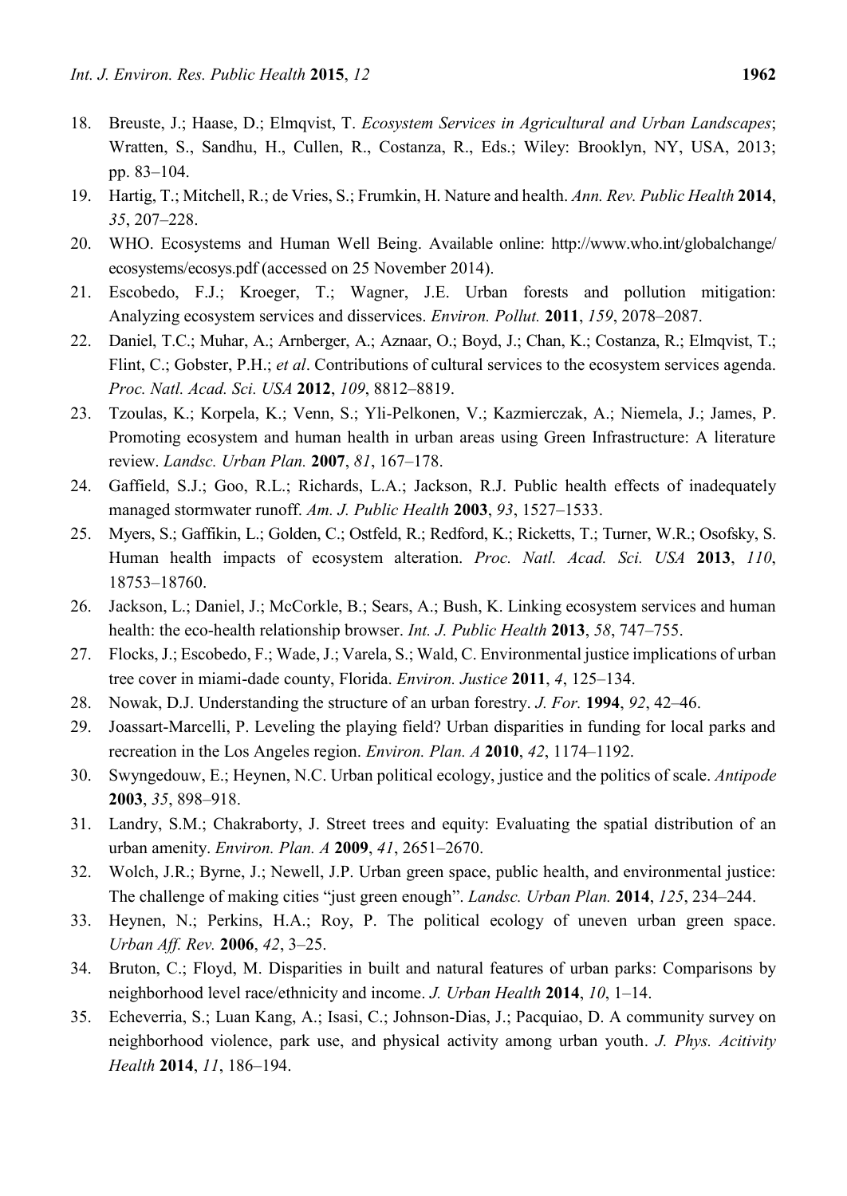18. Breuste, J.; Haase, D.; Elmqvist, T. *Ecosystem Services in Agricultural and Urban Landscapes*; Wratten, S., Sandhu, H., Cullen, R., Costanza, R., Eds.; Wiley: Brooklyn, NY, USA, 2013; pp. 83–104.
19. Hartig, T.; Mitchell, R.; de Vries, S.; Frumkin, H. Nature and health. *Ann. Rev. Public Health* **2014**, *35*, 207–228.
20. WHO. Ecosystems and Human Well Being. Available online: http://www.who.int/globalchange/ecosystems/ecosys.pdf (accessed on 25 November 2014).
21. Escobedo, F.J.; Kroeger, T.; Wagner, J.E. Urban forests and pollution mitigation: Analyzing ecosystem services and disservices. *Environ. Pollut.* **2011**, *159*, 2078–2087.
22. Daniel, T.C.; Muhar, A.; Arnberger, A.; Aznaar, O.; Boyd, J.; Chan, K.; Costanza, R.; Elmqvist, T.; Flint, C.; Gobster, P.H.; *et al*. Contributions of cultural services to the ecosystem services agenda. *Proc. Natl. Acad. Sci. USA* **2012**, *109*, 8812–8819.
23. Tzoulas, K.; Korpela, K.; Venn, S.; Yli-Pelkonen, V.; Kazmierczak, A.; Niemela, J.; James, P. Promoting ecosystem and human health in urban areas using Green Infrastructure: A literature review. *Landsc. Urban Plan.* **2007**, *81*, 167–178.
24. Gaffield, S.J.; Goo, R.L.; Richards, L.A.; Jackson, R.J. Public health effects of inadequately managed stormwater runoff. *Am. J. Public Health* **2003**, *93*, 1527–1533.
25. Myers, S.; Gaffikin, L.; Golden, C.; Ostfeld, R.; Redford, K.; Ricketts, T.; Turner, W.R.; Osofsky, S. Human health impacts of ecosystem alteration. *Proc. Natl. Acad. Sci. USA* **2013**, *110*, 18753–18760.
26. Jackson, L.; Daniel, J.; McCorkle, B.; Sears, A.; Bush, K. Linking ecosystem services and human health: the eco-health relationship browser. *Int. J. Public Health* **2013**, *58*, 747–755.
27. Flocks, J.; Escobedo, F.; Wade, J.; Varela, S.; Wald, C. Environmental justice implications of urban tree cover in miami-dade county, Florida. *Environ. Justice* **2011**, *4*, 125–134.
28. Nowak, D.J. Understanding the structure of an urban forestry. *J. For.* **1994**, *92*, 42–46.
29. Joassart-Marcelli, P. Leveling the playing field? Urban disparities in funding for local parks and recreation in the Los Angeles region. *Environ. Plan. A* **2010**, *42*, 1174–1192.
30. Swyngedouw, E.; Heynen, N.C. Urban political ecology, justice and the politics of scale. *Antipode* **2003**, *35*, 898–918.
31. Landry, S.M.; Chakraborty, J. Street trees and equity: Evaluating the spatial distribution of an urban amenity. *Environ. Plan. A* **2009**, *41*, 2651–2670.
32. Wolch, J.R.; Byrne, J.; Newell, J.P. Urban green space, public health, and environmental justice: The challenge of making cities "just green enough". *Landsc. Urban Plan.* **2014**, *125*, 234–244.
33. Heynen, N.; Perkins, H.A.; Roy, P. The political ecology of uneven urban green space. *Urban Aff. Rev.* **2006**, *42*, 3–25.
34. Bruton, C.; Floyd, M. Disparities in built and natural features of urban parks: Comparisons by neighborhood level race/ethnicity and income. *J. Urban Health* **2014**, *10*, 1–14.
35. Echeverria, S.; Luan Kang, A.; Isasi, C.; Johnson-Dias, J.; Pacquiao, D. A community survey on neighborhood violence, park use, and physical activity among urban youth. *J. Phys. Acitivity Health* **2014**, *11*, 186–194.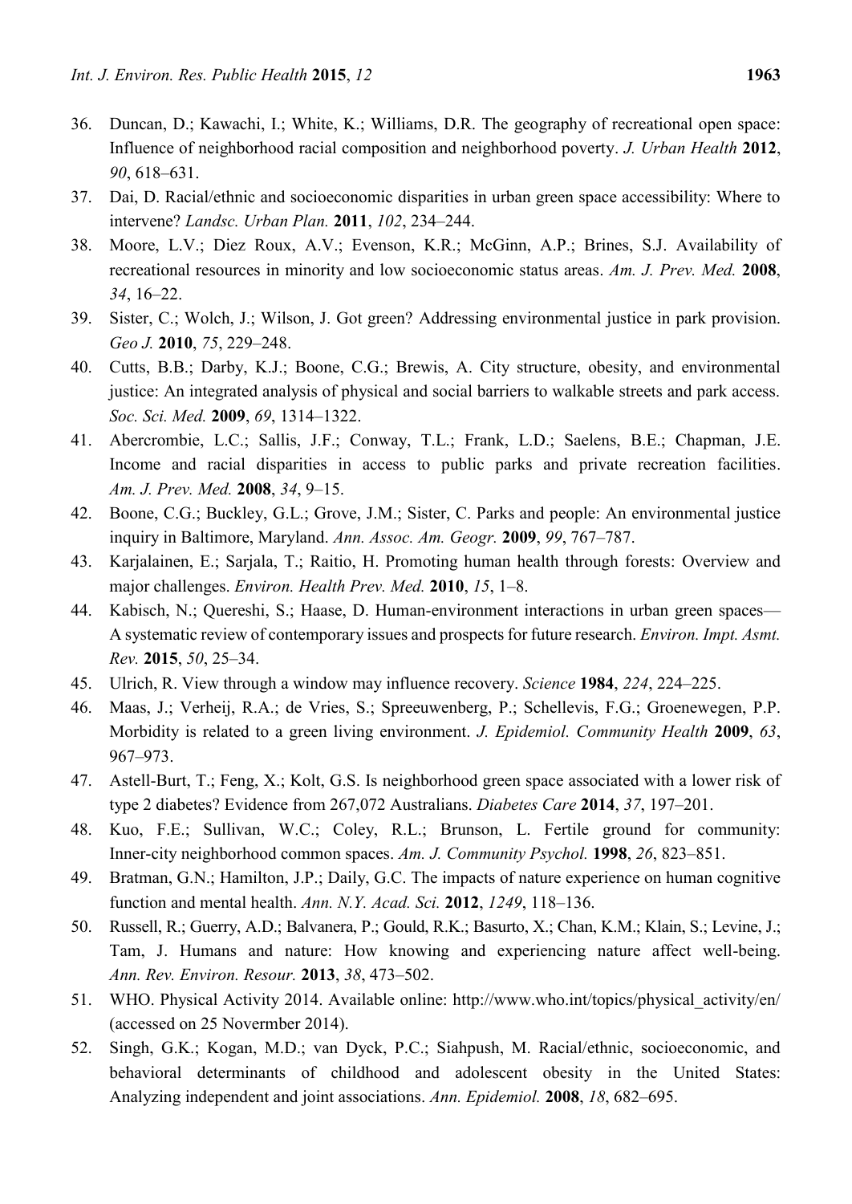36. Duncan, D.; Kawachi, I.; White, K.; Williams, D.R. The geography of recreational open space: Influence of neighborhood racial composition and neighborhood poverty. *J. Urban Health* **2012**, *90*, 618–631.
37. Dai, D. Racial/ethnic and socioeconomic disparities in urban green space accessibility: Where to intervene? *Landsc. Urban Plan.* **2011**, *102*, 234–244.
38. Moore, L.V.; Diez Roux, A.V.; Evenson, K.R.; McGinn, A.P.; Brines, S.J. Availability of recreational resources in minority and low socioeconomic status areas. *Am. J. Prev. Med.* **2008**, *34*, 16–22.
39. Sister, C.; Wolch, J.; Wilson, J. Got green? Addressing environmental justice in park provision. *Geo J.* **2010**, *75*, 229–248.
40. Cutts, B.B.; Darby, K.J.; Boone, C.G.; Brewis, A. City structure, obesity, and environmental justice: An integrated analysis of physical and social barriers to walkable streets and park access. *Soc. Sci. Med.* **2009**, *69*, 1314–1322.
41. Abercrombie, L.C.; Sallis, J.F.; Conway, T.L.; Frank, L.D.; Saelens, B.E.; Chapman, J.E. Income and racial disparities in access to public parks and private recreation facilities. *Am. J. Prev. Med.* **2008**, *34*, 9–15.
42. Boone, C.G.; Buckley, G.L.; Grove, J.M.; Sister, C. Parks and people: An environmental justice inquiry in Baltimore, Maryland. *Ann. Assoc. Am. Geogr.* **2009**, *99*, 767–787.
43. Karjalainen, E.; Sarjala, T.; Raitio, H. Promoting human health through forests: Overview and major challenges. *Environ. Health Prev. Med.* **2010**, *15*, 1–8.
44. Kabisch, N.; Quereshi, S.; Haase, D. Human-environment interactions in urban green spaces—A systematic review of contemporary issues and prospects for future research. *Environ. Impt. Asmt. Rev.* **2015**, *50*, 25–34.
45. Ulrich, R. View through a window may influence recovery. *Science* **1984**, *224*, 224–225.
46. Maas, J.; Verheij, R.A.; de Vries, S.; Spreeuwenberg, P.; Schellevis, F.G.; Groenewegen, P.P. Morbidity is related to a green living environment. *J. Epidemiol. Community Health* **2009**, *63*, 967–973.
47. Astell-Burt, T.; Feng, X.; Kolt, G.S. Is neighborhood green space associated with a lower risk of type 2 diabetes? Evidence from 267,072 Australians. *Diabetes Care* **2014**, *37*, 197–201.
48. Kuo, F.E.; Sullivan, W.C.; Coley, R.L.; Brunson, L. Fertile ground for community: Inner-city neighborhood common spaces. *Am. J. Community Psychol.* **1998**, *26*, 823–851.
49. Bratman, G.N.; Hamilton, J.P.; Daily, G.C. The impacts of nature experience on human cognitive function and mental health. *Ann. N.Y. Acad. Sci.* **2012**, *1249*, 118–136.
50. Russell, R.; Guerry, A.D.; Balvanera, P.; Gould, R.K.; Basurto, X.; Chan, K.M.; Klain, S.; Levine, J.; Tam, J. Humans and nature: How knowing and experiencing nature affect well-being. *Ann. Rev. Environ. Resour.* **2013**, *38*, 473–502.
51. WHO. Physical Activity 2014. Available online: http://www.who.int/topics/physical_activity/en/ (accessed on 25 Novermber 2014).
52. Singh, G.K.; Kogan, M.D.; van Dyck, P.C.; Siahpush, M. Racial/ethnic, socioeconomic, and behavioral determinants of childhood and adolescent obesity in the United States: Analyzing independent and joint associations. *Ann. Epidemiol.* **2008**, *18*, 682–695.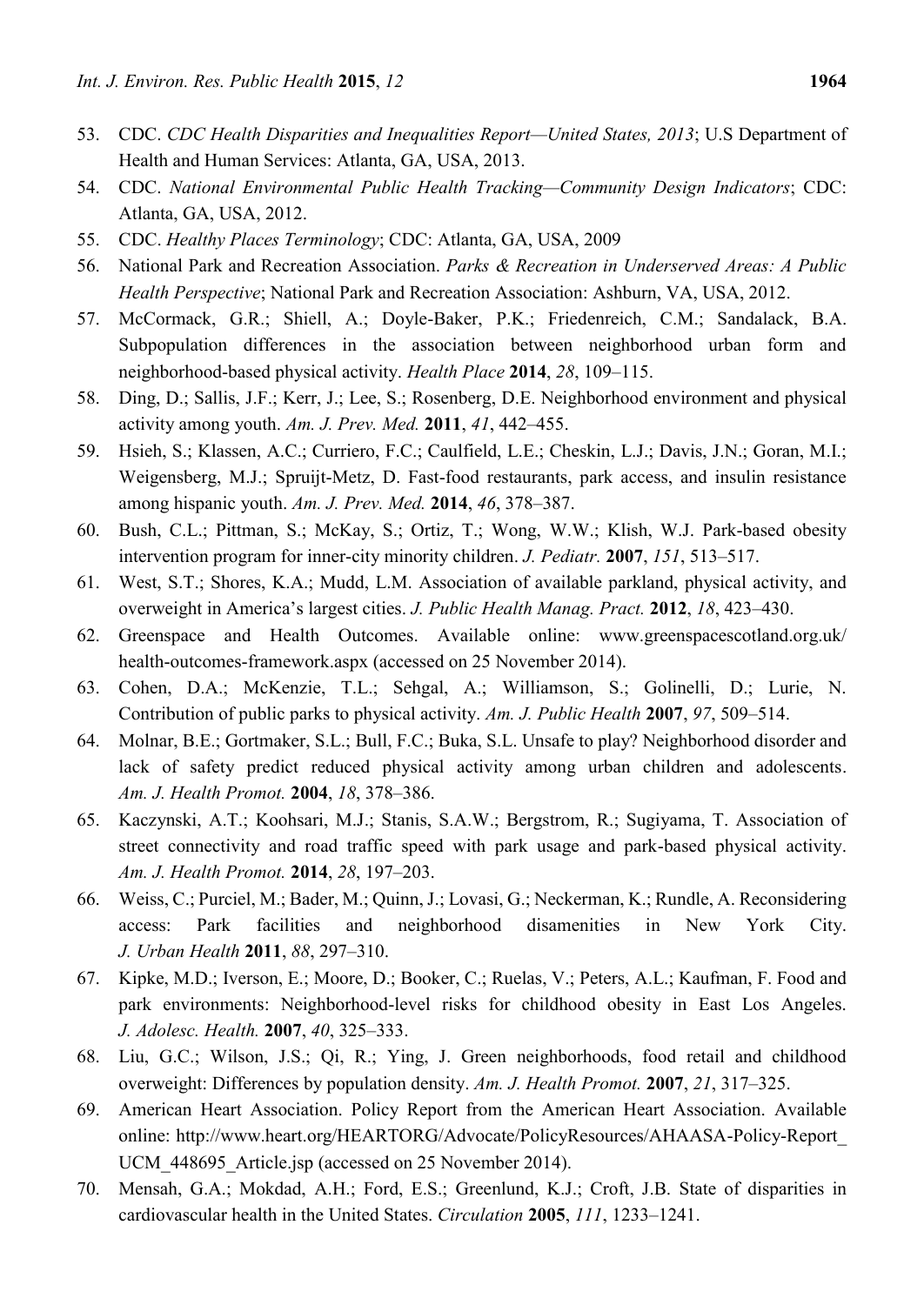53. CDC. *CDC Health Disparities and Inequalities Report—United States, 2013*; U.S Department of Health and Human Services: Atlanta, GA, USA, 2013.
54. CDC. *National Environmental Public Health Tracking—Community Design Indicators*; CDC: Atlanta, GA, USA, 2012.
55. CDC. *Healthy Places Terminology*; CDC: Atlanta, GA, USA, 2009
56. National Park and Recreation Association. *Parks & Recreation in Underserved Areas: A Public Health Perspective*; National Park and Recreation Association: Ashburn, VA, USA, 2012.
57. McCormack, G.R.; Shiell, A.; Doyle-Baker, P.K.; Friedenreich, C.M.; Sandalack, B.A. Subpopulation differences in the association between neighborhood urban form and neighborhood-based physical activity. *Health Place* **2014**, *28*, 109–115.
58. Ding, D.; Sallis, J.F.; Kerr, J.; Lee, S.; Rosenberg, D.E. Neighborhood environment and physical activity among youth. *Am. J. Prev. Med.* **2011**, *41*, 442–455.
59. Hsieh, S.; Klassen, A.C.; Curriero, F.C.; Caulfield, L.E.; Cheskin, L.J.; Davis, J.N.; Goran, M.I.; Weigensberg, M.J.; Spruijt-Metz, D. Fast-food restaurants, park access, and insulin resistance among hispanic youth. *Am. J. Prev. Med.* **2014**, *46*, 378–387.
60. Bush, C.L.; Pittman, S.; McKay, S.; Ortiz, T.; Wong, W.W.; Klish, W.J. Park-based obesity intervention program for inner-city minority children. *J. Pediatr.* **2007**, *151*, 513–517.
61. West, S.T.; Shores, K.A.; Mudd, L.M. Association of available parkland, physical activity, and overweight in America's largest cities. *J. Public Health Manag. Pract.* **2012**, *18*, 423–430.
62. Greenspace and Health Outcomes. Available online: www.greenspacescotland.org.uk/health-outcomes-framework.aspx (accessed on 25 November 2014).
63. Cohen, D.A.; McKenzie, T.L.; Sehgal, A.; Williamson, S.; Golinelli, D.; Lurie, N. Contribution of public parks to physical activity. *Am. J. Public Health* **2007**, *97*, 509–514.
64. Molnar, B.E.; Gortmaker, S.L.; Bull, F.C.; Buka, S.L. Unsafe to play? Neighborhood disorder and lack of safety predict reduced physical activity among urban children and adolescents. *Am. J. Health Promot.* **2004**, *18*, 378–386.
65. Kaczynski, A.T.; Koohsari, M.J.; Stanis, S.A.W.; Bergstrom, R.; Sugiyama, T. Association of street connectivity and road traffic speed with park usage and park-based physical activity. *Am. J. Health Promot.* **2014**, *28*, 197–203.
66. Weiss, C.; Purciel, M.; Bader, M.; Quinn, J.; Lovasi, G.; Neckerman, K.; Rundle, A. Reconsidering access: Park facilities and neighborhood disamenities in New York City. *J. Urban Health* **2011**, *88*, 297–310.
67. Kipke, M.D.; Iverson, E.; Moore, D.; Booker, C.; Ruelas, V.; Peters, A.L.; Kaufman, F. Food and park environments: Neighborhood-level risks for childhood obesity in East Los Angeles. *J. Adolesc. Health.* **2007**, *40*, 325–333.
68. Liu, G.C.; Wilson, J.S.; Qi, R.; Ying, J. Green neighborhoods, food retail and childhood overweight: Differences by population density. *Am. J. Health Promot.* **2007**, *21*, 317–325.
69. American Heart Association. Policy Report from the American Heart Association. Available online: http://www.heart.org/HEARTORG/Advocate/PolicyResources/AHAASA-Policy-Report_UCM_448695_Article.jsp (accessed on 25 November 2014).
70. Mensah, G.A.; Mokdad, A.H.; Ford, E.S.; Greenlund, K.J.; Croft, J.B. State of disparities in cardiovascular health in the United States. *Circulation* **2005**, *111*, 1233–1241.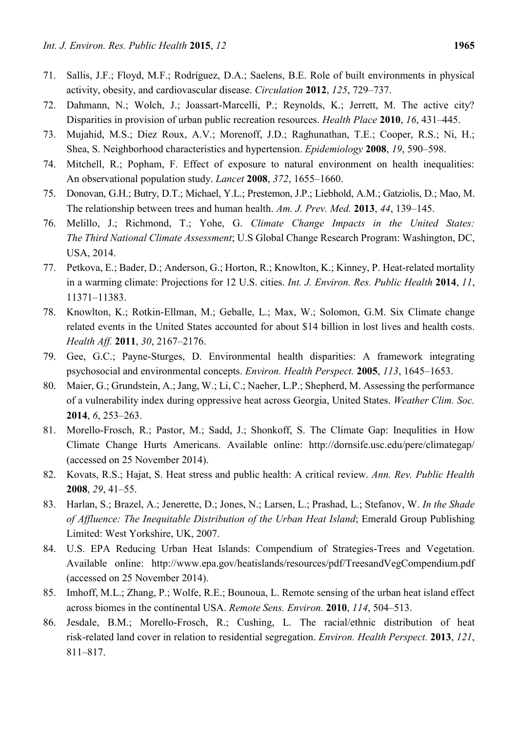71. Sallis, J.F.; Floyd, M.F.; Rodríguez, D.A.; Saelens, B.E. Role of built environments in physical activity, obesity, and cardiovascular disease. *Circulation* **2012**, *125*, 729–737.
72. Dahmann, N.; Wolch, J.; Joassart-Marcelli, P.; Reynolds, K.; Jerrett, M. The active city? Disparities in provision of urban public recreation resources. *Health Place* **2010**, *16*, 431–445.
73. Mujahid, M.S.; Diez Roux, A.V.; Morenoff, J.D.; Raghunathan, T.E.; Cooper, R.S.; Ni, H.; Shea, S. Neighborhood characteristics and hypertension. *Epidemiology* **2008**, *19*, 590–598.
74. Mitchell, R.; Popham, F. Effect of exposure to natural environment on health inequalities: An observational population study. *Lancet* **2008**, *372*, 1655–1660.
75. Donovan, G.H.; Butry, D.T.; Michael, Y.L.; Prestemon, J.P.; Liebhold, A.M.; Gatziolis, D.; Mao, M. The relationship between trees and human health. *Am. J. Prev. Med.* **2013**, *44*, 139–145.
76. Melillo, J.; Richmond, T.; Yohe, G. *Climate Change Impacts in the United States: The Third National Climate Assessment*; U.S Global Change Research Program: Washington, DC, USA, 2014.
77. Petkova, E.; Bader, D.; Anderson, G.; Horton, R.; Knowlton, K.; Kinney, P. Heat-related mortality in a warming climate: Projections for 12 U.S. cities. *Int. J. Environ. Res. Public Health* **2014**, *11*, 11371–11383.
78. Knowlton, K.; Rotkin-Ellman, M.; Geballe, L.; Max, W.; Solomon, G.M. Six Climate change related events in the United States accounted for about $14 billion in lost lives and health costs. *Health Aff.* **2011**, *30*, 2167–2176.
79. Gee, G.C.; Payne-Sturges, D. Environmental health disparities: A framework integrating psychosocial and environmental concepts. *Environ. Health Perspect.* **2005**, *113*, 1645–1653.
80. Maier, G.; Grundstein, A.; Jang, W.; Li, C.; Naeher, L.P.; Shepherd, M. Assessing the performance of a vulnerability index during oppressive heat across Georgia, United States. *Weather Clim. Soc.* **2014**, *6*, 253–263.
81. Morello-Frosch, R.; Pastor, M.; Sadd, J.; Shonkoff, S. The Climate Gap: Inequlities in How Climate Change Hurts Americans. Available online: http://dornsife.usc.edu/pere/climategap/ (accessed on 25 November 2014).
82. Kovats, R.S.; Hajat, S. Heat stress and public health: A critical review. *Ann. Rev. Public Health* **2008**, *29*, 41–55.
83. Harlan, S.; Brazel, A.; Jenerette, D.; Jones, N.; Larsen, L.; Prashad, L.; Stefanov, W. *In the Shade of Affluence: The Inequitable Distribution of the Urban Heat Island*; Emerald Group Publishing Limited: West Yorkshire, UK, 2007.
84. U.S. EPA Reducing Urban Heat Islands: Compendium of Strategies-Trees and Vegetation. Available online: http://www.epa.gov/heatislands/resources/pdf/TreesandVegCompendium.pdf (accessed on 25 November 2014).
85. Imhoff, M.L.; Zhang, P.; Wolfe, R.E.; Bounoua, L. Remote sensing of the urban heat island effect across biomes in the continental USA. *Remote Sens. Environ.* **2010**, *114*, 504–513.
86. Jesdale, B.M.; Morello-Frosch, R.; Cushing, L. The racial/ethnic distribution of heat risk-related land cover in relation to residential segregation. *Environ. Health Perspect.* **2013**, *121*, 811–817.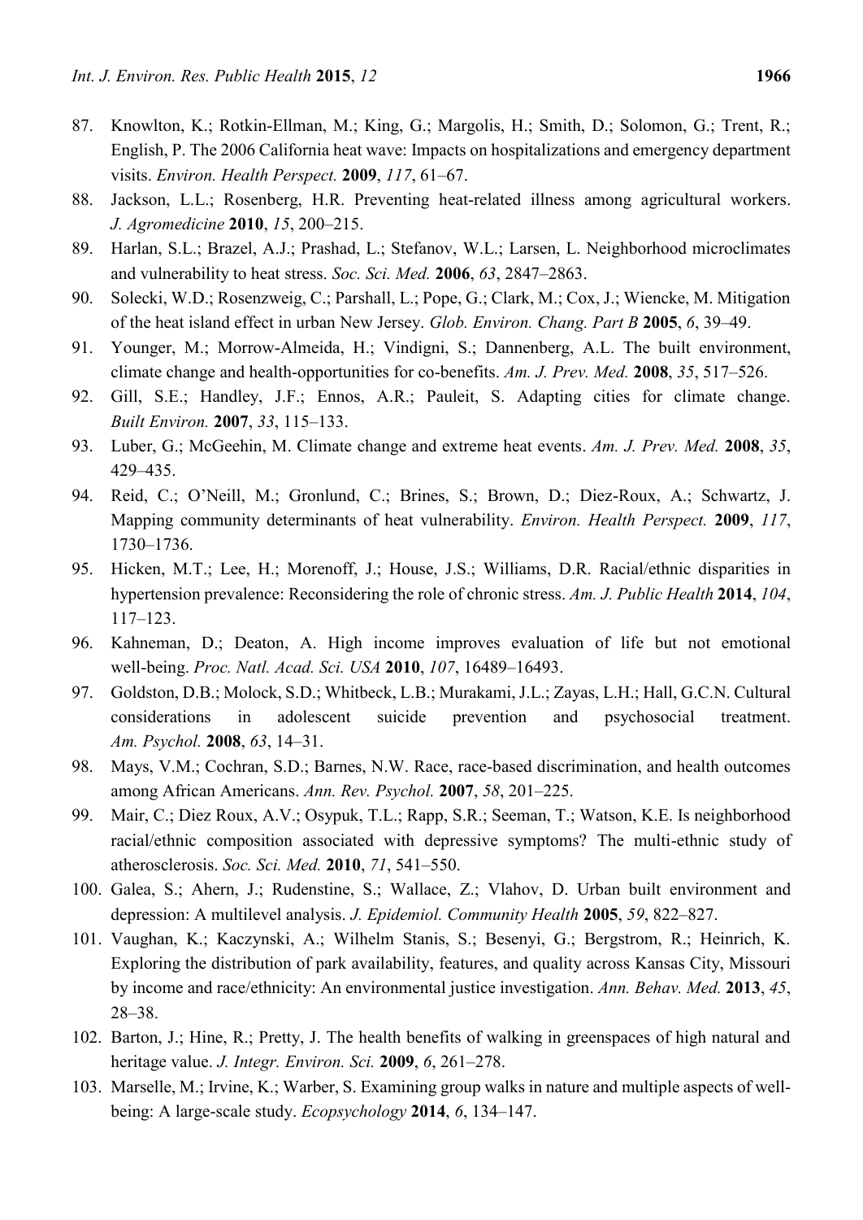87. Knowlton, K.; Rotkin-Ellman, M.; King, G.; Margolis, H.; Smith, D.; Solomon, G.; Trent, R.; English, P. The 2006 California heat wave: Impacts on hospitalizations and emergency department visits. *Environ. Health Perspect.* **2009**, *117*, 61–67.
88. Jackson, L.L.; Rosenberg, H.R. Preventing heat-related illness among agricultural workers. *J. Agromedicine* **2010**, *15*, 200–215.
89. Harlan, S.L.; Brazel, A.J.; Prashad, L.; Stefanov, W.L.; Larsen, L. Neighborhood microclimates and vulnerability to heat stress. *Soc. Sci. Med.* **2006**, *63*, 2847–2863.
90. Solecki, W.D.; Rosenzweig, C.; Parshall, L.; Pope, G.; Clark, M.; Cox, J.; Wiencke, M. Mitigation of the heat island effect in urban New Jersey. *Glob. Environ. Chang. Part B* **2005**, *6*, 39–49.
91. Younger, M.; Morrow-Almeida, H.; Vindigni, S.; Dannenberg, A.L. The built environment, climate change and health-opportunities for co-benefits. *Am. J. Prev. Med.* **2008**, *35*, 517–526.
92. Gill, S.E.; Handley, J.F.; Ennos, A.R.; Pauleit, S. Adapting cities for climate change. *Built Environ.* **2007**, *33*, 115–133.
93. Luber, G.; McGeehin, M. Climate change and extreme heat events. *Am. J. Prev. Med.* **2008**, *35*, 429–435.
94. Reid, C.; O'Neill, M.; Gronlund, C.; Brines, S.; Brown, D.; Diez-Roux, A.; Schwartz, J. Mapping community determinants of heat vulnerability. *Environ. Health Perspect.* **2009**, *117*, 1730–1736.
95. Hicken, M.T.; Lee, H.; Morenoff, J.; House, J.S.; Williams, D.R. Racial/ethnic disparities in hypertension prevalence: Reconsidering the role of chronic stress. *Am. J. Public Health* **2014**, *104*, 117–123.
96. Kahneman, D.; Deaton, A. High income improves evaluation of life but not emotional well-being. *Proc. Natl. Acad. Sci. USA* **2010**, *107*, 16489–16493.
97. Goldston, D.B.; Molock, S.D.; Whitbeck, L.B.; Murakami, J.L.; Zayas, L.H.; Hall, G.C.N. Cultural considerations in adolescent suicide prevention and psychosocial treatment. *Am. Psychol.* **2008**, *63*, 14–31.
98. Mays, V.M.; Cochran, S.D.; Barnes, N.W. Race, race-based discrimination, and health outcomes among African Americans. *Ann. Rev. Psychol.* **2007**, *58*, 201–225.
99. Mair, C.; Diez Roux, A.V.; Osypuk, T.L.; Rapp, S.R.; Seeman, T.; Watson, K.E. Is neighborhood racial/ethnic composition associated with depressive symptoms? The multi-ethnic study of atherosclerosis. *Soc. Sci. Med.* **2010**, *71*, 541–550.
100. Galea, S.; Ahern, J.; Rudenstine, S.; Wallace, Z.; Vlahov, D. Urban built environment and depression: A multilevel analysis. *J. Epidemiol. Community Health* **2005**, *59*, 822–827.
101. Vaughan, K.; Kaczynski, A.; Wilhelm Stanis, S.; Besenyi, G.; Bergstrom, R.; Heinrich, K. Exploring the distribution of park availability, features, and quality across Kansas City, Missouri by income and race/ethnicity: An environmental justice investigation. *Ann. Behav. Med.* **2013**, *45*, 28–38.
102. Barton, J.; Hine, R.; Pretty, J. The health benefits of walking in greenspaces of high natural and heritage value. *J. Integr. Environ. Sci.* **2009**, *6*, 261–278.
103. Marselle, M.; Irvine, K.; Warber, S. Examining group walks in nature and multiple aspects of well-being: A large-scale study. *Ecopsychology* **2014**, *6*, 134–147.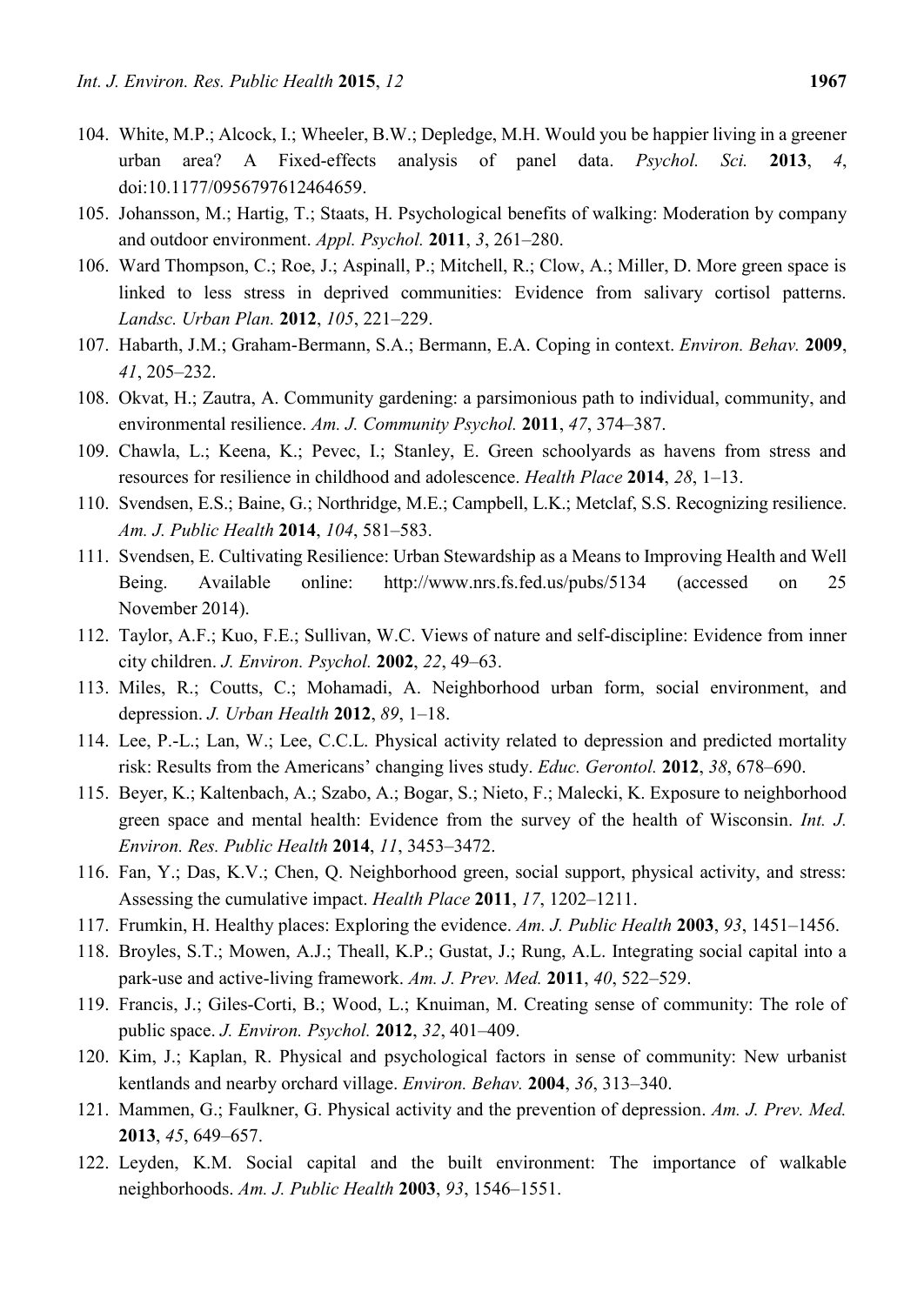104. White, M.P.; Alcock, I.; Wheeler, B.W.; Depledge, M.H. Would you be happier living in a greener urban area? A Fixed-effects analysis of panel data. *Psychol. Sci.* **2013**, *4*, doi:10.1177/0956797612464659.
105. Johansson, M.; Hartig, T.; Staats, H. Psychological benefits of walking: Moderation by company and outdoor environment. *Appl. Psychol.* **2011**, *3*, 261–280.
106. Ward Thompson, C.; Roe, J.; Aspinall, P.; Mitchell, R.; Clow, A.; Miller, D. More green space is linked to less stress in deprived communities: Evidence from salivary cortisol patterns. *Landsc. Urban Plan.* **2012**, *105*, 221–229.
107. Habarth, J.M.; Graham-Bermann, S.A.; Bermann, E.A. Coping in context. *Environ. Behav.* **2009**, *41*, 205–232.
108. Okvat, H.; Zautra, A. Community gardening: a parsimonious path to individual, community, and environmental resilience. *Am. J. Community Psychol.* **2011**, *47*, 374–387.
109. Chawla, L.; Keena, K.; Pevec, I.; Stanley, E. Green schoolyards as havens from stress and resources for resilience in childhood and adolescence. *Health Place* **2014**, *28*, 1–13.
110. Svendsen, E.S.; Baine, G.; Northridge, M.E.; Campbell, L.K.; Metclaf, S.S. Recognizing resilience. *Am. J. Public Health* **2014**, *104*, 581–583.
111. Svendsen, E. Cultivating Resilience: Urban Stewardship as a Means to Improving Health and Well Being. Available online: http://www.nrs.fs.fed.us/pubs/5134 (accessed on 25 November 2014).
112. Taylor, A.F.; Kuo, F.E.; Sullivan, W.C. Views of nature and self-discipline: Evidence from inner city children. *J. Environ. Psychol.* **2002**, *22*, 49–63.
113. Miles, R.; Coutts, C.; Mohamadi, A. Neighborhood urban form, social environment, and depression. *J. Urban Health* **2012**, *89*, 1–18.
114. Lee, P.-L.; Lan, W.; Lee, C.C.L. Physical activity related to depression and predicted mortality risk: Results from the Americans' changing lives study. *Educ. Gerontol.* **2012**, *38*, 678–690.
115. Beyer, K.; Kaltenbach, A.; Szabo, A.; Bogar, S.; Nieto, F.; Malecki, K. Exposure to neighborhood green space and mental health: Evidence from the survey of the health of Wisconsin. *Int. J. Environ. Res. Public Health* **2014**, *11*, 3453–3472.
116. Fan, Y.; Das, K.V.; Chen, Q. Neighborhood green, social support, physical activity, and stress: Assessing the cumulative impact. *Health Place* **2011**, *17*, 1202–1211.
117. Frumkin, H. Healthy places: Exploring the evidence. *Am. J. Public Health* **2003**, *93*, 1451–1456.
118. Broyles, S.T.; Mowen, A.J.; Theall, K.P.; Gustat, J.; Rung, A.L. Integrating social capital into a park-use and active-living framework. *Am. J. Prev. Med.* **2011**, *40*, 522–529.
119. Francis, J.; Giles-Corti, B.; Wood, L.; Knuiman, M. Creating sense of community: The role of public space. *J. Environ. Psychol.* **2012**, *32*, 401–409.
120. Kim, J.; Kaplan, R. Physical and psychological factors in sense of community: New urbanist kentlands and nearby orchard village. *Environ. Behav.* **2004**, *36*, 313–340.
121. Mammen, G.; Faulkner, G. Physical activity and the prevention of depression. *Am. J. Prev. Med.* **2013**, *45*, 649–657.
122. Leyden, K.M. Social capital and the built environment: The importance of walkable neighborhoods. *Am. J. Public Health* **2003**, *93*, 1546–1551.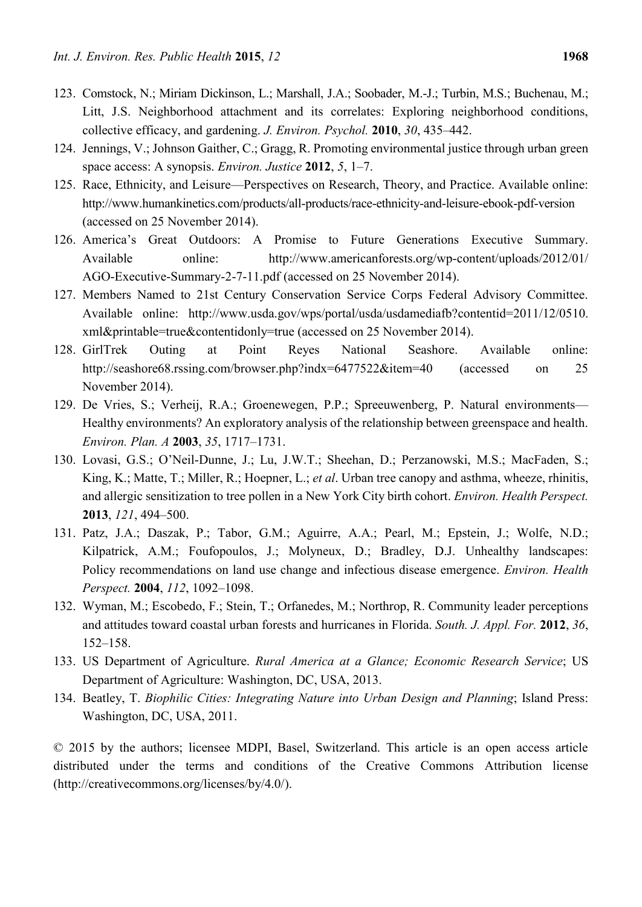123. Comstock, N.; Miriam Dickinson, L.; Marshall, J.A.; Soobader, M.-J.; Turbin, M.S.; Buchenau, M.; Litt, J.S. Neighborhood attachment and its correlates: Exploring neighborhood conditions, collective efficacy, and gardening. *J. Environ. Psychol.* **2010**, *30*, 435–442.
124. Jennings, V.; Johnson Gaither, C.; Gragg, R. Promoting environmental justice through urban green space access: A synopsis. *Environ. Justice* **2012**, *5*, 1–7.
125. Race, Ethnicity, and Leisure—Perspectives on Research, Theory, and Practice. Available online: http://www.humankinetics.com/products/all-products/race-ethnicity-and-leisure-ebook-pdf-version (accessed on 25 November 2014).
126. America's Great Outdoors: A Promise to Future Generations Executive Summary. Available online: http://www.americanforests.org/wp-content/uploads/2012/01/AGO-Executive-Summary-2-7-11.pdf (accessed on 25 November 2014).
127. Members Named to 21st Century Conservation Service Corps Federal Advisory Committee. Available online: http://www.usda.gov/wps/portal/usda/usdamediafb?contentid=2011/12/0510.xml&printable=true&contentidonly=true (accessed on 25 November 2014).
128. GirlTrek Outing at Point Reyes National Seashore. Available online: http://seashore68.rssing.com/browser.php?indx=6477522&item=40 (accessed on 25 November 2014).
129. De Vries, S.; Verheij, R.A.; Groenewegen, P.P.; Spreeuwenberg, P. Natural environments—Healthy environments? An exploratory analysis of the relationship between greenspace and health. *Environ. Plan. A* **2003**, *35*, 1717–1731.
130. Lovasi, G.S.; O'Neil-Dunne, J.; Lu, J.W.T.; Sheehan, D.; Perzanowski, M.S.; MacFaden, S.; King, K.; Matte, T.; Miller, R.; Hoepner, L.; *et al*. Urban tree canopy and asthma, wheeze, rhinitis, and allergic sensitization to tree pollen in a New York City birth cohort. *Environ. Health Perspect.* **2013**, *121*, 494–500.
131. Patz, J.A.; Daszak, P.; Tabor, G.M.; Aguirre, A.A.; Pearl, M.; Epstein, J.; Wolfe, N.D.; Kilpatrick, A.M.; Foufopoulos, J.; Molyneux, D.; Bradley, D.J. Unhealthy landscapes: Policy recommendations on land use change and infectious disease emergence. *Environ. Health Perspect.* **2004**, *112*, 1092–1098.
132. Wyman, M.; Escobedo, F.; Stein, T.; Orfanedes, M.; Northrop, R. Community leader perceptions and attitudes toward coastal urban forests and hurricanes in Florida. *South. J. Appl. For.* **2012**, *36*, 152–158.
133. US Department of Agriculture. *Rural America at a Glance; Economic Research Service*; US Department of Agriculture: Washington, DC, USA, 2013.
134. Beatley, T. *Biophilic Cities: Integrating Nature into Urban Design and Planning*; Island Press: Washington, DC, USA, 2011.

© 2015 by the authors; licensee MDPI, Basel, Switzerland. This article is an open access article distributed under the terms and conditions of the Creative Commons Attribution license (http://creativecommons.org/licenses/by/4.0/).